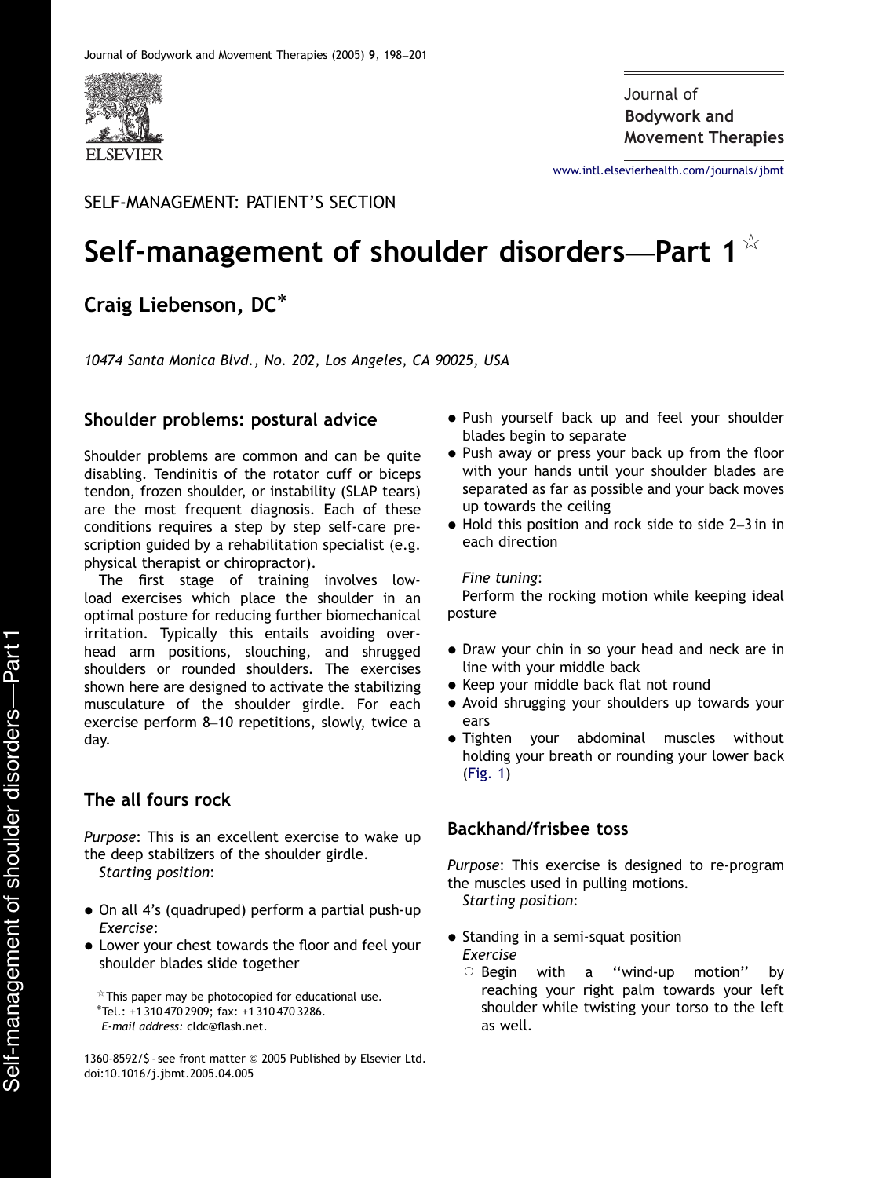SELF-MANAGEMENT: PATIENT'S SECTION

# Self-management of shoulder disorders—Part 1☆

**Craig Liebenson, DC***

*10474 Santa Monica Blvd., No. 202, Los Angeles, CA 90025, USA*

## Shoulder problems: postural advice

Shoulder problems are common and can be quite disabling. Tendinitis of the rotator cuff or biceps tendon, frozen shoulder, or instability (SLAP tears) are the most frequent diagnosis. Each of these conditions requires a step by step self-care prescription guided by a rehabilitation specialist (e.g. physical therapist or chiropractor).

The first stage of training involves low-load exercises which place the shoulder in an optimal posture for reducing further biomechanical irritation. Typically this entails avoiding overhead arm positions, slouching, and shrugged shoulders or rounded shoulders. The exercises shown here are designed to activate the stabilizing musculature of the shoulder girdle. For each exercise perform 8–10 repetitions, slowly, twice a day.

## The all fours rock

*Purpose*: This is an excellent exercise to wake up the deep stabilizers of the shoulder girdle.

*Starting position*:

- On all 4's (quadruped) perform a partial push-up

*Exercise*:

- Lower your chest towards the floor and feel your shoulder blades slide together
- Push yourself back up and feel your shoulder blades begin to separate
- Push away or press your back up from the floor with your hands until your shoulder blades are separated as far as possible and your back moves up towards the ceiling
- Hold this position and rock side to side 2–3 in in each direction

*Fine tuning*:

Perform the rocking motion while keeping ideal posture

- Draw your chin in so your head and neck are in line with your middle back
- Keep your middle back flat not round
- Avoid shrugging your shoulders up towards your ears
- Tighten your abdominal muscles without holding your breath or rounding your lower back (Fig. 1)

## Backhand/frisbee toss

*Purpose*: This exercise is designed to re-program the muscles used in pulling motions.

*Starting position*:

- Standing in a semi-squat position

*Exercise*

- ○ Begin with a "wind-up motion" by reaching your right palm towards your left shoulder while twisting your torso to the left as well.

☆This paper may be photocopied for educational use.

*Tel.: +1 310 470 2909; fax: +1 310 470 3286.
*E-mail address:* cldc@flash.net.

1360-8592/$ - see front matter © 2005 Published by Elsevier Ltd.
doi:10.1016/j.jbmt.2005.04.005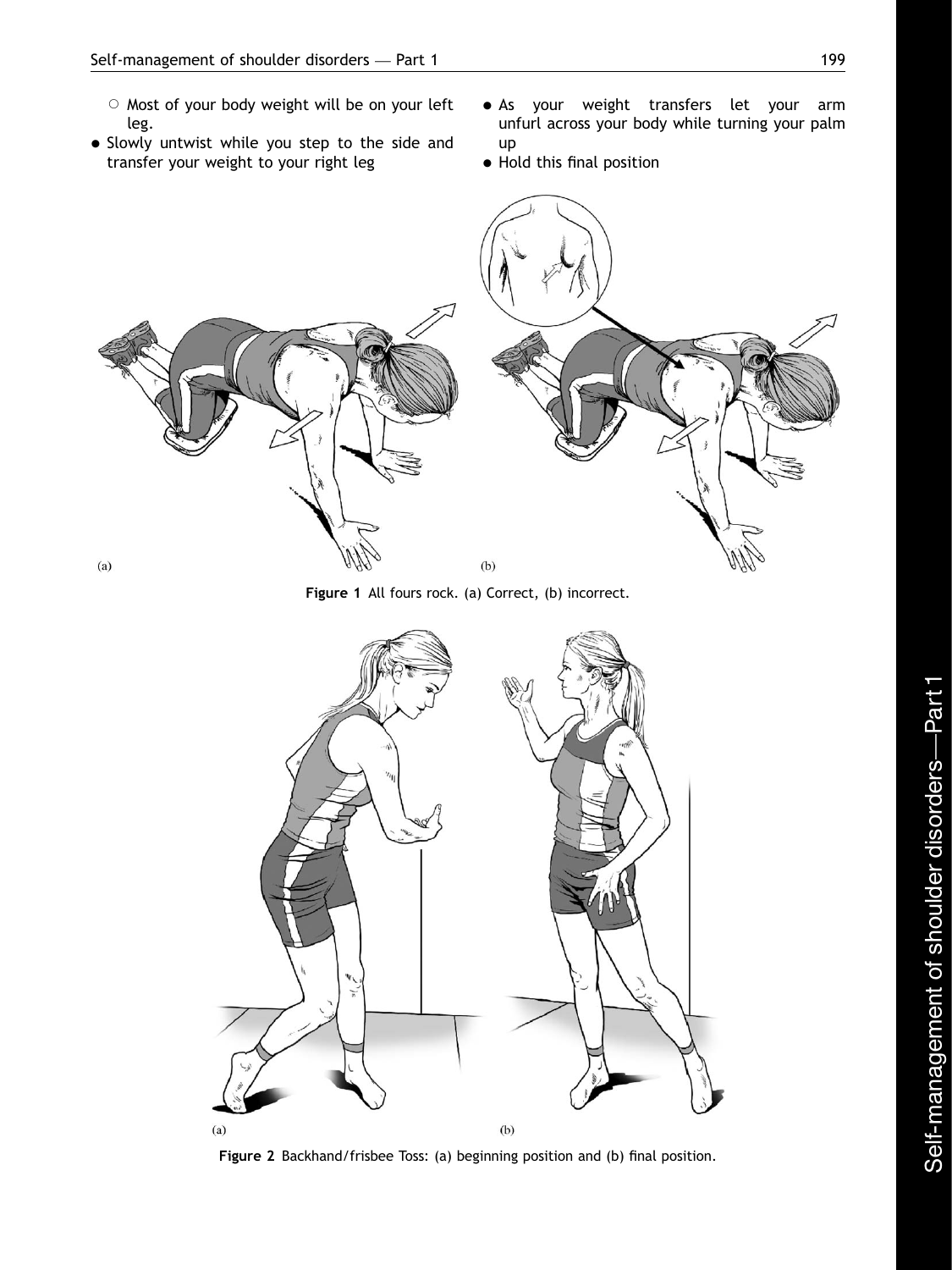- ○ Most of your body weight will be on your left leg.
- Slowly untwist while you step to the side and transfer your weight to your right leg
- As your weight transfers let your arm unfurl across your body while turning your palm up
- Hold this final position

**Figure 1** All fours rock. (a) Correct, (b) incorrect.

**Figure 2** Backhand/frisbee Toss: (a) beginning position and (b) final position.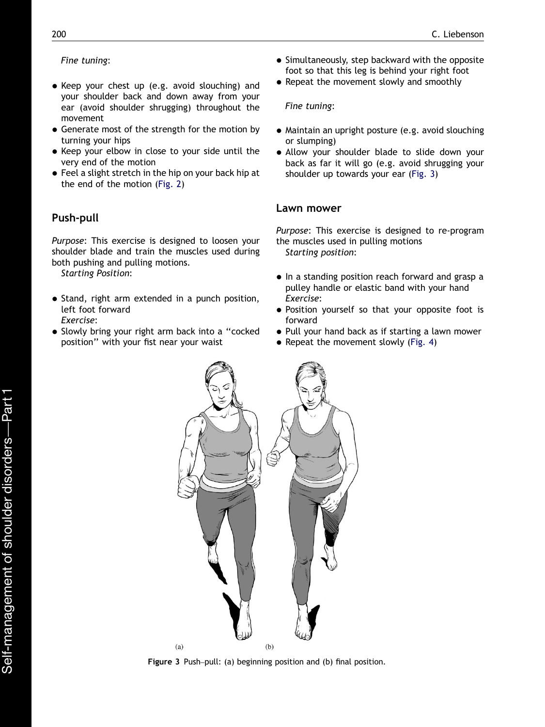*Fine tuning*:

- Keep your chest up (e.g. avoid slouching) and your shoulder back and down away from your ear (avoid shoulder shrugging) throughout the movement
- Generate most of the strength for the motion by turning your hips
- Keep your elbow in close to your side until the very end of the motion
- Feel a slight stretch in the hip on your back hip at the end of the motion (Fig. 2)

## Push-pull

*Purpose*: This exercise is designed to loosen your shoulder blade and train the muscles used during both pushing and pulling motions.

*Starting Position*:

- Stand, right arm extended in a punch position, left foot forward

*Exercise*:

- Slowly bring your right arm back into a "cocked position" with your fist near your waist
- Simultaneously, step backward with the opposite foot so that this leg is behind your right foot
- Repeat the movement slowly and smoothly

*Fine tuning*:

- Maintain an upright posture (e.g. avoid slouching or slumping)
- Allow your shoulder blade to slide down your back as far it will go (e.g. avoid shrugging your shoulder up towards your ear (Fig. 3)

## Lawn mower

*Purpose*: This exercise is designed to re-program the muscles used in pulling motions

*Starting position*:

- In a standing position reach forward and grasp a pulley handle or elastic band with your hand

*Exercise*:

- Position yourself so that your opposite foot is forward
- Pull your hand back as if starting a lawn mower
- Repeat the movement slowly (Fig. 4)

(a) (b)

**Figure 3** Push–pull: (a) beginning position and (b) final position.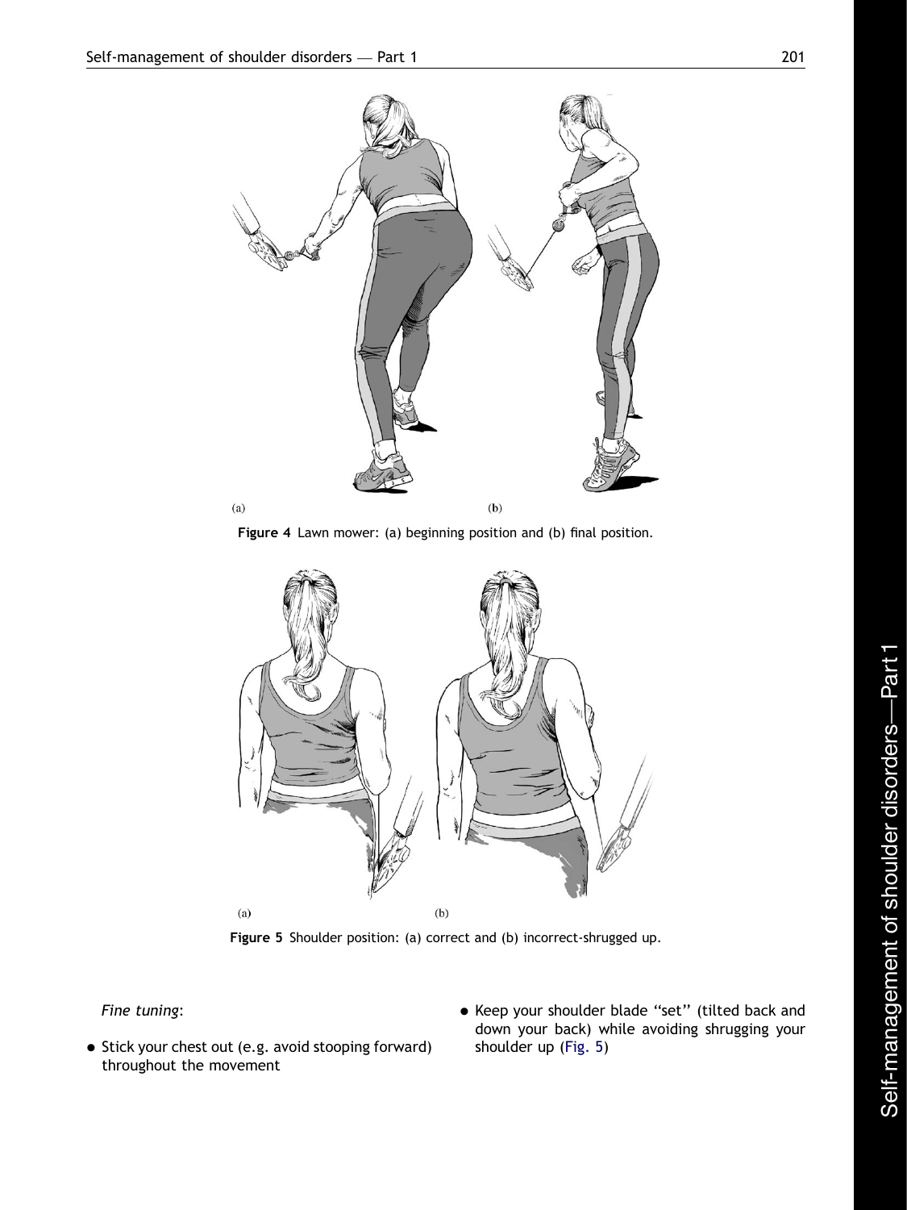(a) (b)

Figure 4 Lawn mower: (a) beginning position and (b) final position.

(a) (b)

Figure 5 Shoulder position: (a) correct and (b) incorrect-shrugged up.

*Fine tuning*:

- Stick your chest out (e.g. avoid stooping forward) throughout the movement
- Keep your shoulder blade "set" (tilted back and down your back) while avoiding shrugging your shoulder up (Fig. 5)